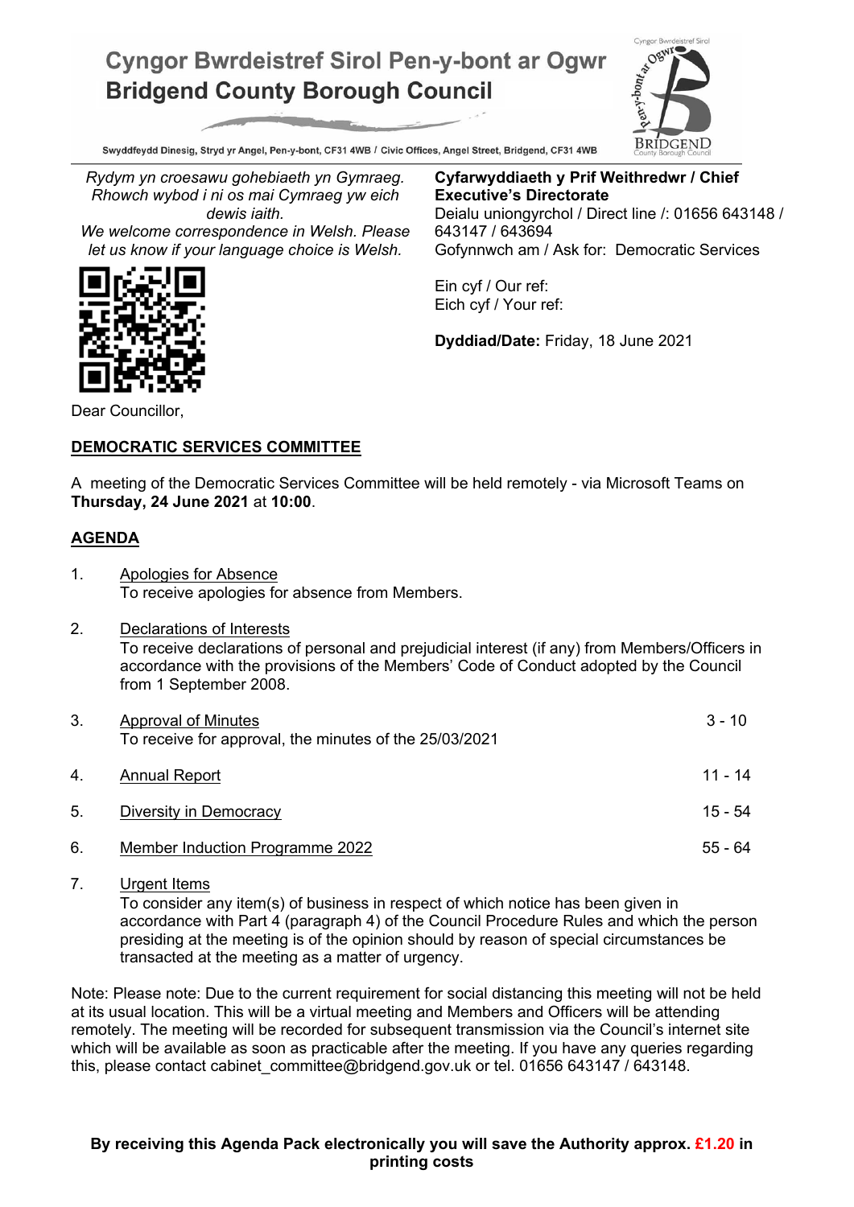# Cyngor Bwrdeistref Sirol Pen-y-bont ar Ogwr
# Bridgend County Borough Council

Swyddfeydd Dinesig, Stryd yr Angel, Pen-y-bont, CF31 4WB / Civic Offices, Angel Street, Bridgend, CF31 4WB

*Rydym yn croesawu gohebiaeth yn Gymraeg. Rhowch wybod i ni os mai Cymraeg yw eich dewis iaith.*
*We welcome correspondence in Welsh. Please let us know if your language choice is Welsh.*

**Cyfarwyddiaeth y Prif Weithredwr / Chief Executive's Directorate**
Deialu uniongyrchol / Direct line /: 01656 643148 / 643147 / 643694
Gofynnwch am / Ask for: Democratic Services

Ein cyf / Our ref:
Eich cyf / Your ref:

**Dyddiad/Date:** Friday, 18 June 2021

Dear Councillor,

## DEMOCRATIC SERVICES COMMITTEE

A meeting of the Democratic Services Committee will be held remotely - via Microsoft Teams on **Thursday, 24 June 2021** at **10:00**.

## AGENDA

1. Apologies for Absence
   To receive apologies for absence from Members.

2. Declarations of Interests
   To receive declarations of personal and prejudicial interest (if any) from Members/Officers in accordance with the provisions of the Members' Code of Conduct adopted by the Council from 1 September 2008.

3. Approval of Minutes — 3 - 10
   To receive for approval, the minutes of the 25/03/2021

4. Annual Report — 11 - 14

5. Diversity in Democracy — 15 - 54

6. Member Induction Programme 2022 — 55 - 64

7. Urgent Items
   To consider any item(s) of business in respect of which notice has been given in accordance with Part 4 (paragraph 4) of the Council Procedure Rules and which the person presiding at the meeting is of the opinion should by reason of special circumstances be transacted at the meeting as a matter of urgency.

Note: Please note: Due to the current requirement for social distancing this meeting will not be held at its usual location. This will be a virtual meeting and Members and Officers will be attending remotely. The meeting will be recorded for subsequent transmission via the Council's internet site which will be available as soon as practicable after the meeting. If you have any queries regarding this, please contact cabinet_committee@bridgend.gov.uk or tel. 01656 643147 / 643148.

**By receiving this Agenda Pack electronically you will save the Authority approx. £1.20 in printing costs**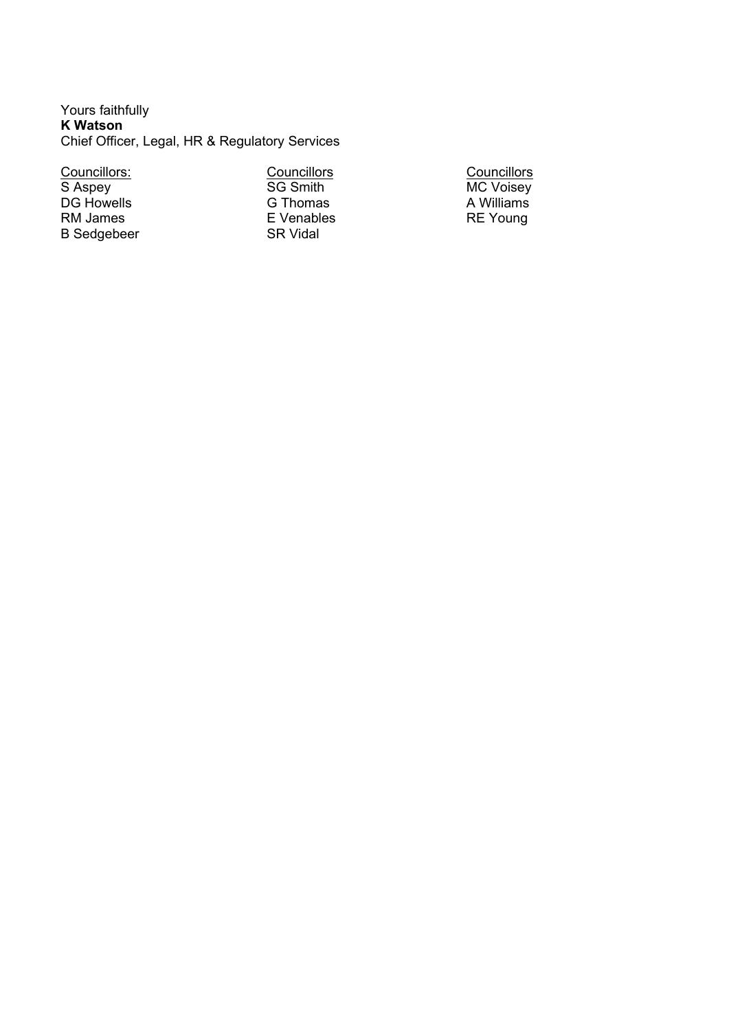Yours faithfully
**K Watson**
Chief Officer, Legal, HR & Regulatory Services

| Councillors: | Councillors | Councillors |
|---|---|---|
| S Aspey | SG Smith | MC Voisey |
| DG Howells | G Thomas | A Williams |
| RM James | E Venables | RE Young |
| B Sedgebeer | SR Vidal | |